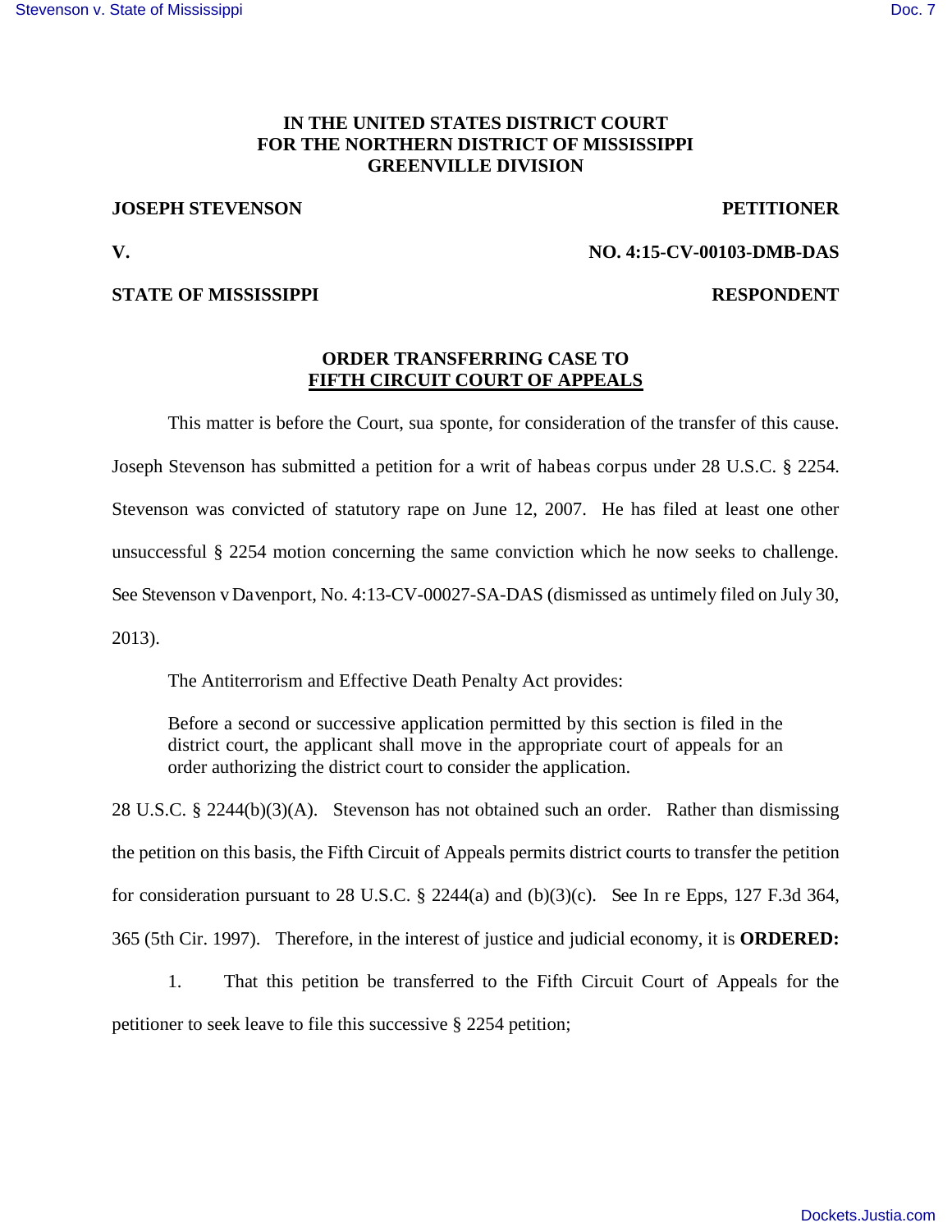**IN THE UNITED STATES DISTRICT COURT**
**FOR THE NORTHERN DISTRICT OF MISSISSIPPI**
**GREENVILLE DIVISION**

**JOSEPH STEVENSON** **PETITIONER**

**V.** **NO. 4:15-CV-00103-DMB-DAS**

**STATE OF MISSISSIPPI** **RESPONDENT**

**ORDER TRANSFERRING CASE TO**
**FIFTH CIRCUIT COURT OF APPEALS**

This matter is before the Court, sua sponte, for consideration of the transfer of this cause. Joseph Stevenson has submitted a petition for a writ of habeas corpus under 28 U.S.C. § 2254. Stevenson was convicted of statutory rape on June 12, 2007. He has filed at least one other unsuccessful § 2254 motion concerning the same conviction which he now seeks to challenge. See Stevenson v Davenport, No. 4:13-CV-00027-SA-DAS (dismissed as untimely filed on July 30, 2013).

The Antiterrorism and Effective Death Penalty Act provides:

> Before a second or successive application permitted by this section is filed in the district court, the applicant shall move in the appropriate court of appeals for an order authorizing the district court to consider the application.

28 U.S.C. § 2244(b)(3)(A). Stevenson has not obtained such an order. Rather than dismissing the petition on this basis, the Fifth Circuit of Appeals permits district courts to transfer the petition for consideration pursuant to 28 U.S.C. § 2244(a) and (b)(3)(c). See In re Epps, 127 F.3d 364, 365 (5th Cir. 1997). Therefore, in the interest of justice and judicial economy, it is **ORDERED:**

1. That this petition be transferred to the Fifth Circuit Court of Appeals for the petitioner to seek leave to file this successive § 2254 petition;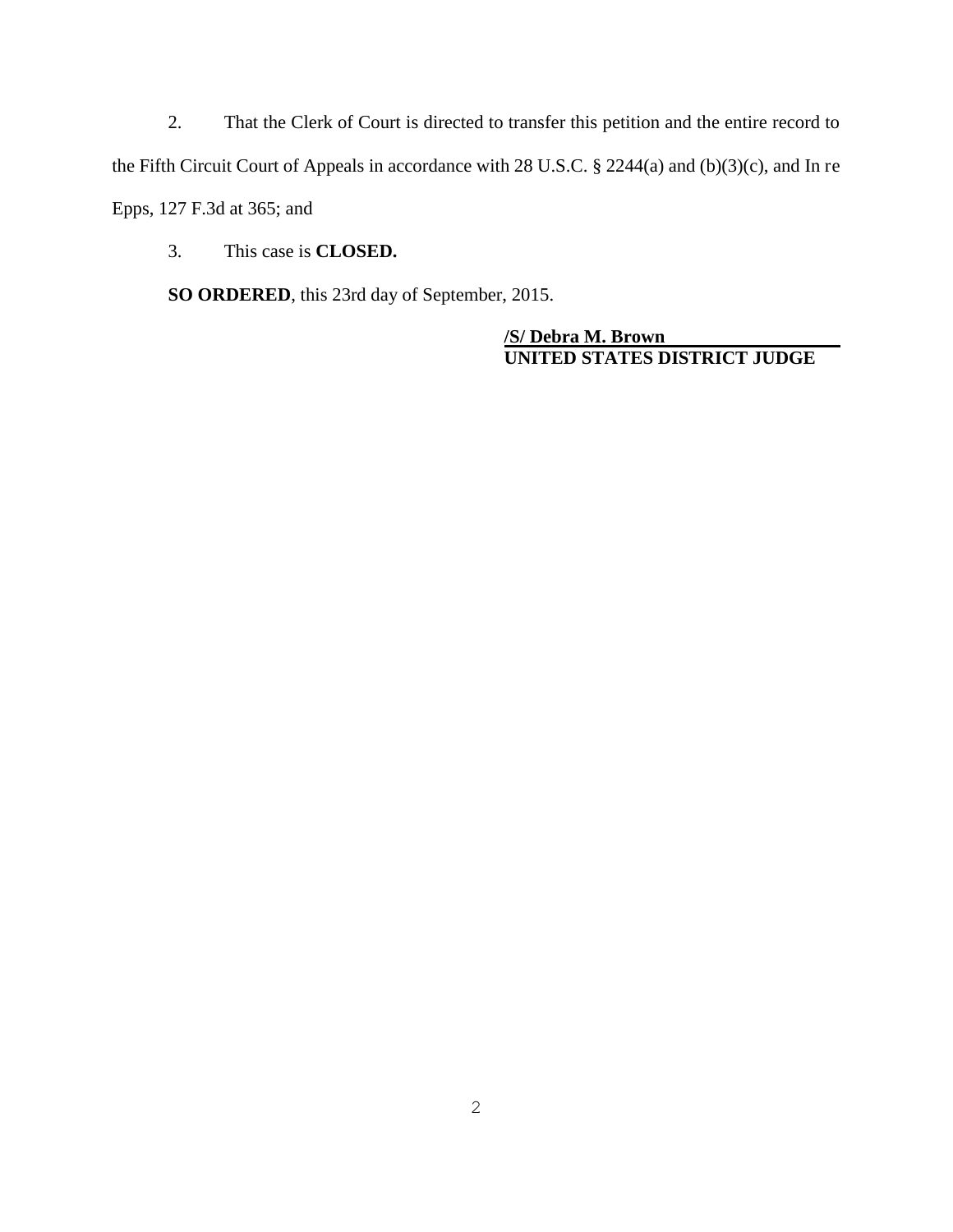2. That the Clerk of Court is directed to transfer this petition and the entire record to the Fifth Circuit Court of Appeals in accordance with 28 U.S.C. § 2244(a) and (b)(3)(c), and In re Epps, 127 F.3d at 365; and

3. This case is **CLOSED.**

**SO ORDERED**, this 23rd day of September, 2015.

**/S/ Debra M. Brown**
**UNITED STATES DISTRICT JUDGE**